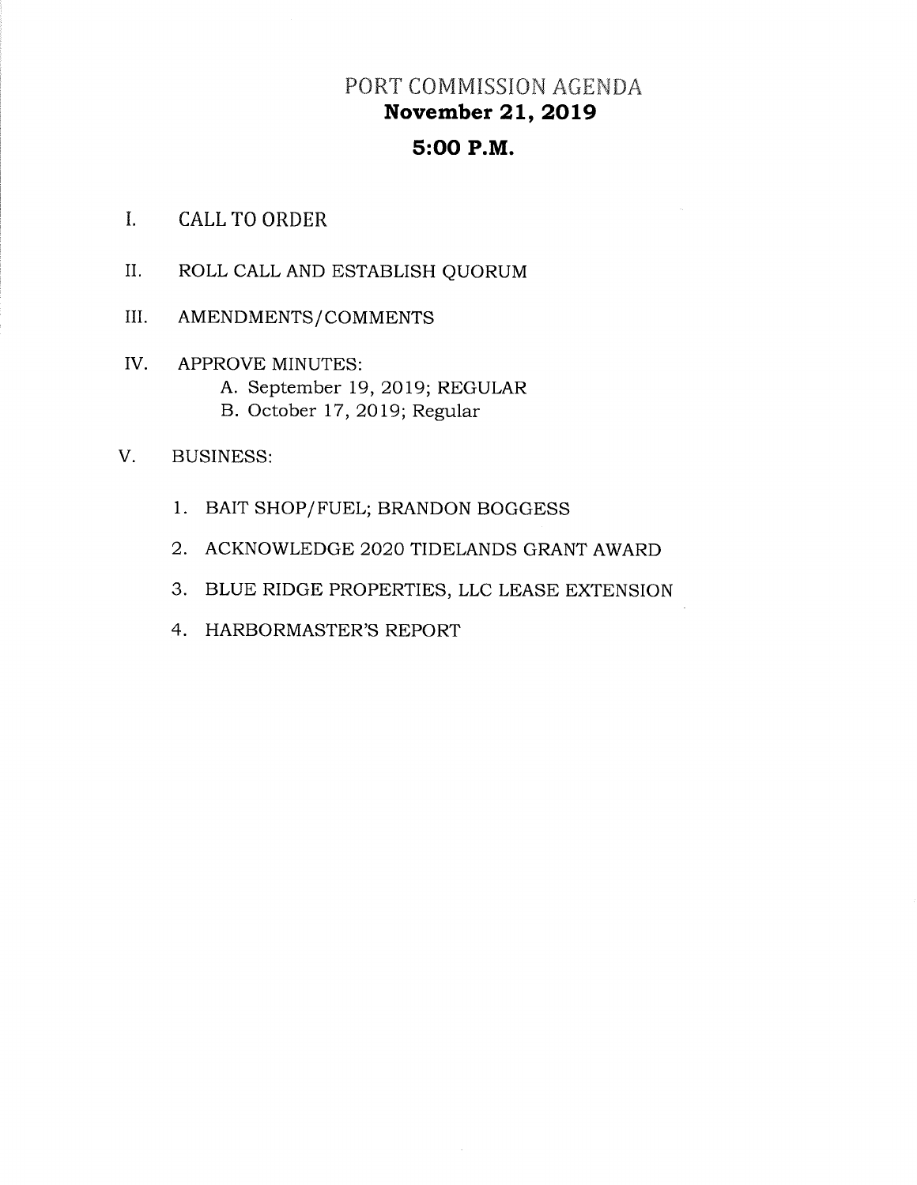# PORT COMMISSION AGENDA
## November 21, 2019
## 5:00 P.M.

I. CALL TO ORDER

II. ROLL CALL AND ESTABLISH QUORUM

III. AMENDMENTS/COMMENTS

IV. APPROVE MINUTES:
   - A. September 19, 2019; REGULAR
   - B. October 17, 2019; Regular

V. BUSINESS:

   1. BAIT SHOP/FUEL; BRANDON BOGGESS
   2. ACKNOWLEDGE 2020 TIDELANDS GRANT AWARD
   3. BLUE RIDGE PROPERTIES, LLC LEASE EXTENSION
   4. HARBORMASTER'S REPORT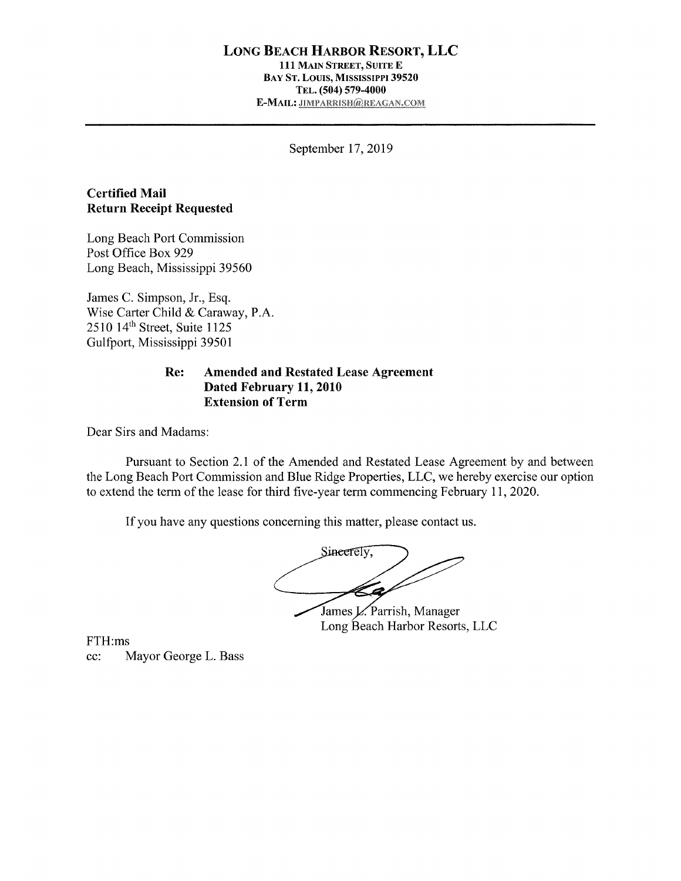**LONG BEACH HARBOR RESORT, LLC**
**111 MAIN STREET, SUITE E**
**BAY ST. LOUIS, MISSISSIPPI 39520**
**TEL. (504) 579-4000**
**E-MAIL: JIMPARRISH@REAGAN.COM**

---

September 17, 2019

**Certified Mail**
**Return Receipt Requested**

Long Beach Port Commission
Post Office Box 929
Long Beach, Mississippi 39560

James C. Simpson, Jr., Esq.
Wise Carter Child & Caraway, P.A.
2510 14th Street, Suite 1125
Gulfport, Mississippi 39501

**Re: Amended and Restated Lease Agreement**
**Dated February 11, 2010**
**Extension of Term**

Dear Sirs and Madams:

Pursuant to Section 2.1 of the Amended and Restated Lease Agreement by and between the Long Beach Port Commission and Blue Ridge Properties, LLC, we hereby exercise our option to extend the term of the lease for third five-year term commencing February 11, 2020.

If you have any questions concerning this matter, please contact us.

Sincerely,

James L. Parrish, Manager
Long Beach Harbor Resorts, LLC

FTH:ms
cc: Mayor George L. Bass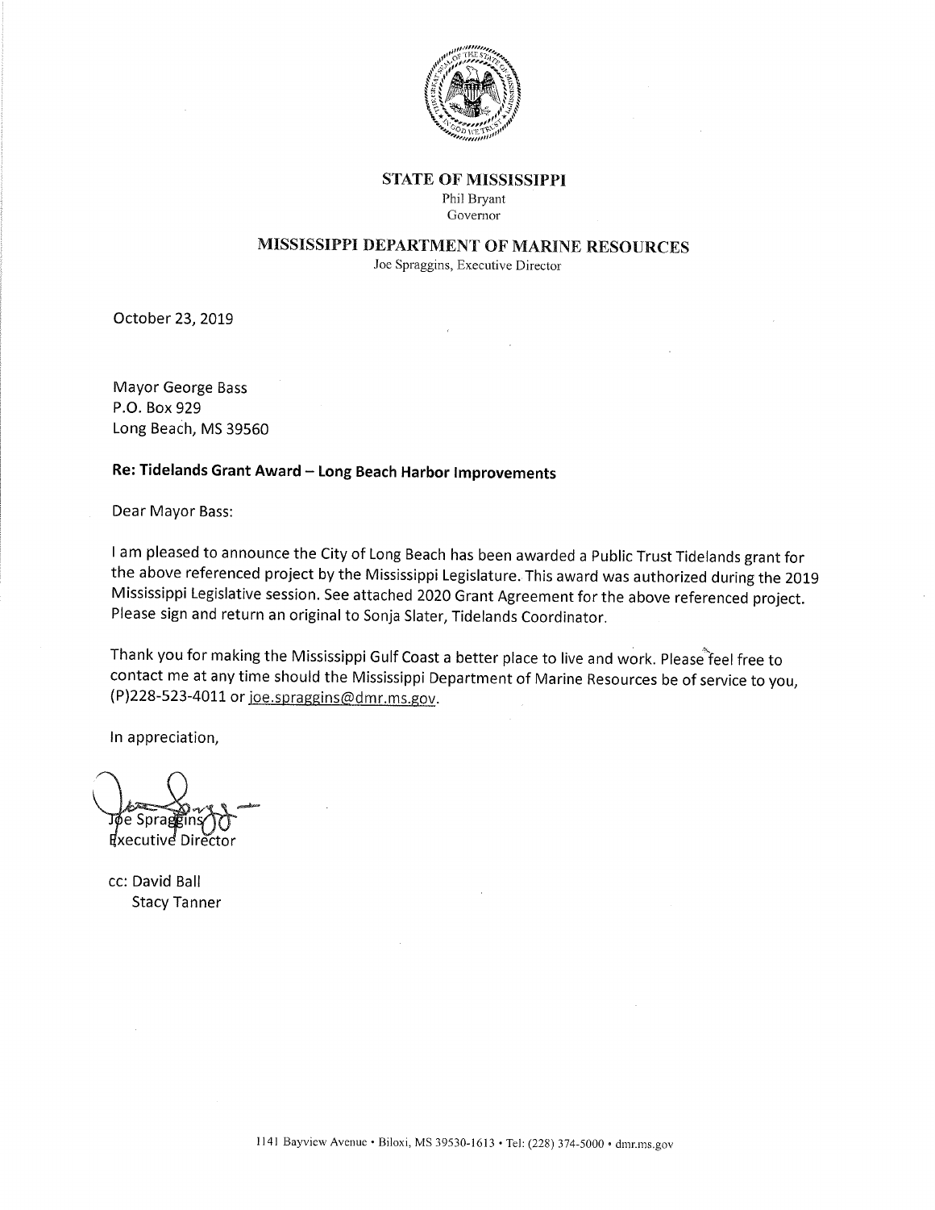**STATE OF MISSISSIPPI**
Phil Bryant
Governor

**MISSISSIPPI DEPARTMENT OF MARINE RESOURCES**
Joe Spraggins, Executive Director

October 23, 2019

Mayor George Bass
P.O. Box 929
Long Beach, MS 39560

**Re: Tidelands Grant Award – Long Beach Harbor Improvements**

Dear Mayor Bass:

I am pleased to announce the City of Long Beach has been awarded a Public Trust Tidelands grant for the above referenced project by the Mississippi Legislature. This award was authorized during the 2019 Mississippi Legislative session. See attached 2020 Grant Agreement for the above referenced project. Please sign and return an original to Sonja Slater, Tidelands Coordinator.

Thank you for making the Mississippi Gulf Coast a better place to live and work. Please feel free to contact me at any time should the Mississippi Department of Marine Resources be of service to you, (P)228-523-4011 or joe.spraggins@dmr.ms.gov.

In appreciation,

Joe Spraggins
Executive Director

cc: David Ball
Stacy Tanner

1141 Bayview Avenue • Biloxi, MS 39530-1613 • Tel: (228) 374-5000 • dmr.ms.gov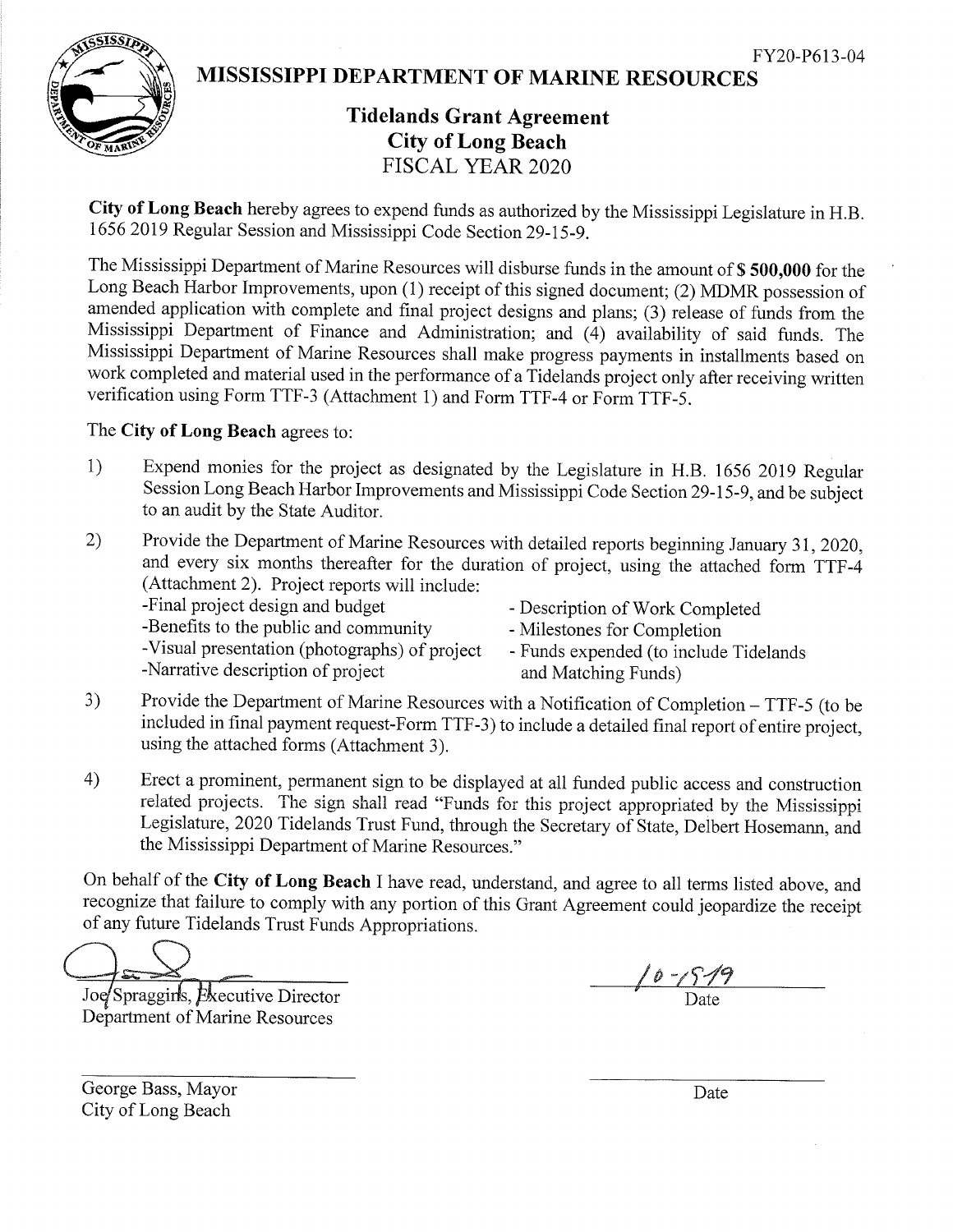FY20-P613-04

# MISSISSIPPI DEPARTMENT OF MARINE RESOURCES

## Tidelands Grant Agreement
## City of Long Beach
## FISCAL YEAR 2020

**City of Long Beach** hereby agrees to expend funds as authorized by the Mississippi Legislature in H.B. 1656 2019 Regular Session and Mississippi Code Section 29-15-9.

The Mississippi Department of Marine Resources will disburse funds in the amount of **$ 500,000** for the Long Beach Harbor Improvements, upon (1) receipt of this signed document; (2) MDMR possession of amended application with complete and final project designs and plans; (3) release of funds from the Mississippi Department of Finance and Administration; and (4) availability of said funds. The Mississippi Department of Marine Resources shall make progress payments in installments based on work completed and material used in the performance of a Tidelands project only after receiving written verification using Form TTF-3 (Attachment 1) and Form TTF-4 or Form TTF-5.

The **City of Long Beach** agrees to:

1) Expend monies for the project as designated by the Legislature in H.B. 1656 2019 Regular Session Long Beach Harbor Improvements and Mississippi Code Section 29-15-9, and be subject to an audit by the State Auditor.

2) Provide the Department of Marine Resources with detailed reports beginning January 31, 2020, and every six months thereafter for the duration of project, using the attached form TTF-4 (Attachment 2). Project reports will include:
   - Final project design and budget
   - Benefits to the public and community
   - Visual presentation (photographs) of project
   - Narrative description of project
   - Description of Work Completed
   - Milestones for Completion
   - Funds expended (to include Tidelands and Matching Funds)

3) Provide the Department of Marine Resources with a Notification of Completion – TTF-5 (to be included in final payment request-Form TTF-3) to include a detailed final report of entire project, using the attached forms (Attachment 3).

4) Erect a prominent, permanent sign to be displayed at all funded public access and construction related projects. The sign shall read "Funds for this project appropriated by the Mississippi Legislature, 2020 Tidelands Trust Fund, through the Secretary of State, Delbert Hosemann, and the Mississippi Department of Marine Resources."

On behalf of the **City of Long Beach** I have read, understand, and agree to all terms listed above, and recognize that failure to comply with any portion of this Grant Agreement could jeopardize the receipt of any future Tidelands Trust Funds Appropriations.

Joe Spraggins, Executive Director
Department of Marine Resources

10-15-19
Date

George Bass, Mayor
City of Long Beach

Date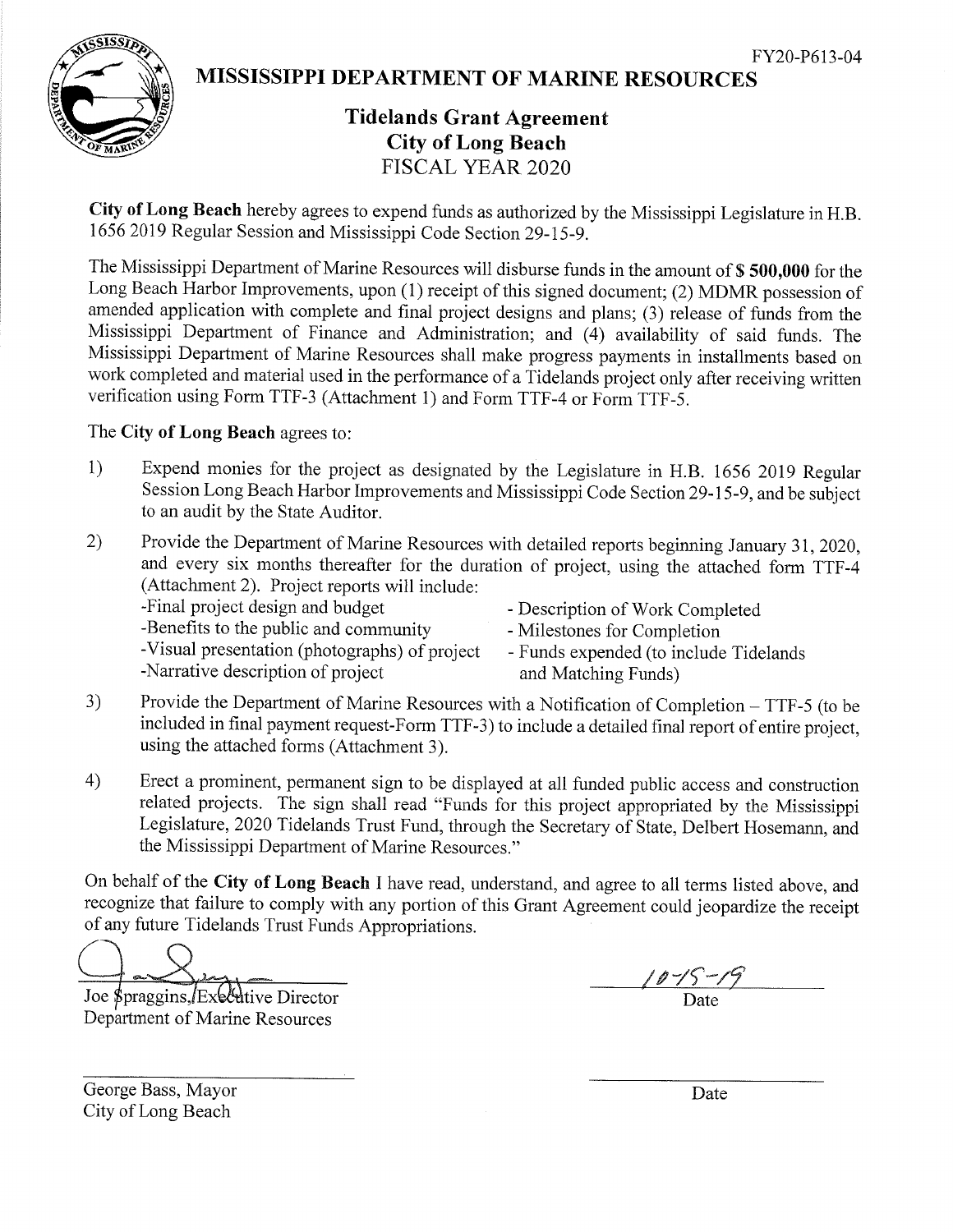FY20-P613-04

# MISSISSIPPI DEPARTMENT OF MARINE RESOURCES

## Tidelands Grant Agreement
## City of Long Beach
## FISCAL YEAR 2020

**City of Long Beach** hereby agrees to expend funds as authorized by the Mississippi Legislature in H.B. 1656 2019 Regular Session and Mississippi Code Section 29-15-9.

The Mississippi Department of Marine Resources will disburse funds in the amount of **$ 500,000** for the Long Beach Harbor Improvements, upon (1) receipt of this signed document; (2) MDMR possession of amended application with complete and final project designs and plans; (3) release of funds from the Mississippi Department of Finance and Administration; and (4) availability of said funds. The Mississippi Department of Marine Resources shall make progress payments in installments based on work completed and material used in the performance of a Tidelands project only after receiving written verification using Form TTF-3 (Attachment 1) and Form TTF-4 or Form TTF-5.

The **City of Long Beach** agrees to:

1) Expend monies for the project as designated by the Legislature in H.B. 1656 2019 Regular Session Long Beach Harbor Improvements and Mississippi Code Section 29-15-9, and be subject to an audit by the State Auditor.

2) Provide the Department of Marine Resources with detailed reports beginning January 31, 2020, and every six months thereafter for the duration of project, using the attached form TTF-4 (Attachment 2). Project reports will include:
   - Final project design and budget
   - Benefits to the public and community
   - Visual presentation (photographs) of project
   - Narrative description of project
   - Description of Work Completed
   - Milestones for Completion
   - Funds expended (to include Tidelands and Matching Funds)

3) Provide the Department of Marine Resources with a Notification of Completion – TTF-5 (to be included in final payment request-Form TTF-3) to include a detailed final report of entire project, using the attached forms (Attachment 3).

4) Erect a prominent, permanent sign to be displayed at all funded public access and construction related projects. The sign shall read "Funds for this project appropriated by the Mississippi Legislature, 2020 Tidelands Trust Fund, through the Secretary of State, Delbert Hosemann, and the Mississippi Department of Marine Resources."

On behalf of the **City of Long Beach** I have read, understand, and agree to all terms listed above, and recognize that failure to comply with any portion of this Grant Agreement could jeopardize the receipt of any future Tidelands Trust Funds Appropriations.

Joe Spraggins, Executive Director
Department of Marine Resources

10-15-19
Date

George Bass, Mayor
City of Long Beach

Date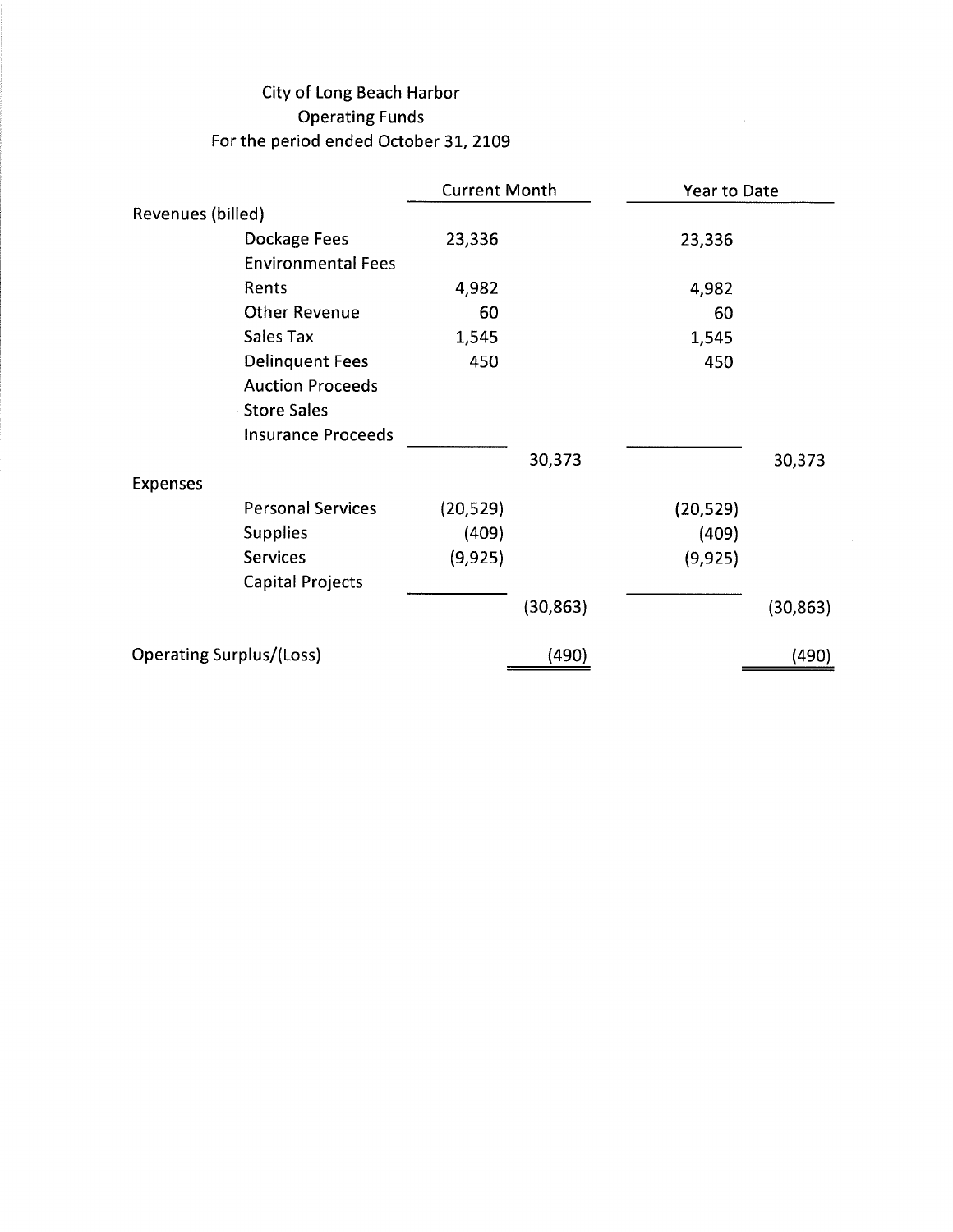City of Long Beach Harbor
Operating Funds
For the period ended October 31, 2109

| | | Current Month | | Year to Date | |
|---|---|---|---|---|---|
| Revenues (billed) | | | | | |
| | Dockage Fees | 23,336 | | 23,336 | |
| | Environmental Fees | | | | |
| | Rents | 4,982 | | 4,982 | |
| | Other Revenue | 60 | | 60 | |
| | Sales Tax | 1,545 | | 1,545 | |
| | Delinquent Fees | 450 | | 450 | |
| | Auction Proceeds | | | | |
| | Store Sales | | | | |
| | Insurance Proceeds | | | | |
| | | | 30,373 | | 30,373 |
| Expenses | | | | | |
| | Personal Services | (20,529) | | (20,529) | |
| | Supplies | (409) | | (409) | |
| | Services | (9,925) | | (9,925) | |
| | Capital Projects | | | | |
| | | | (30,863) | | (30,863) |
| Operating Surplus/(Loss) | | | (490) | | (490) |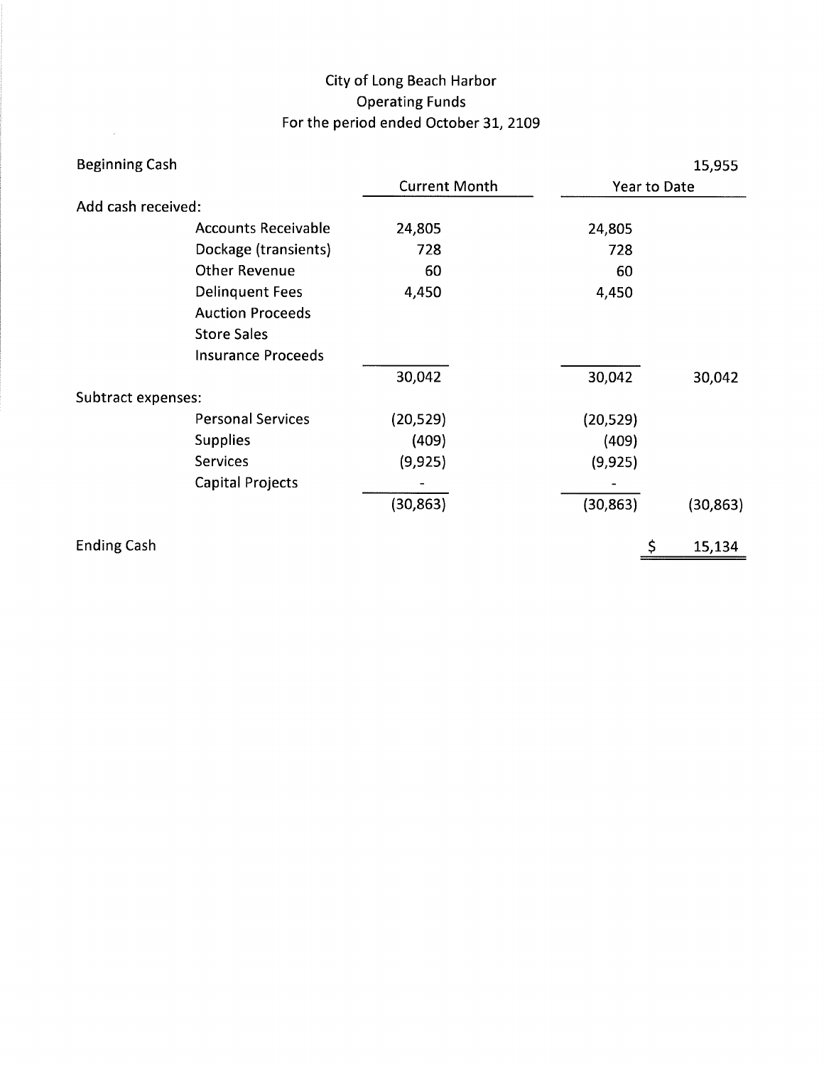# City of Long Beach Harbor
## Operating Funds
### For the period ended October 31, 2109

| | | Current Month | Year to Date | |
|---|---|---|---|---|
| Beginning Cash | | | | 15,955 |
| Add cash received: | | | | |
| | Accounts Receivable | 24,805 | 24,805 | |
| | Dockage (transients) | 728 | 728 | |
| | Other Revenue | 60 | 60 | |
| | Delinquent Fees | 4,450 | 4,450 | |
| | Auction Proceeds | | | |
| | Store Sales | | | |
| | Insurance Proceeds | | | |
| | | 30,042 | 30,042 | 30,042 |
| Subtract expenses: | | | | |
| | Personal Services | (20,529) | (20,529) | |
| | Supplies | (409) | (409) | |
| | Services | (9,925) | (9,925) | |
| | Capital Projects | - | - | |
| | | (30,863) | (30,863) | (30,863) |
| Ending Cash | | | | $ 15,134 |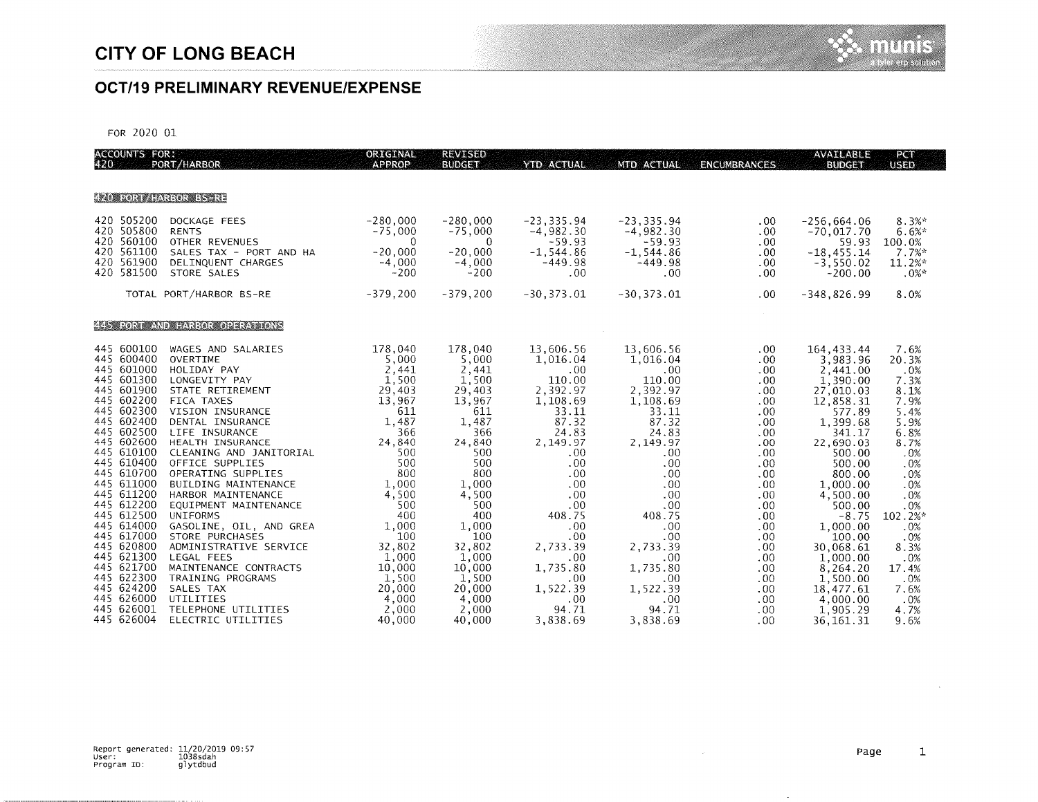# CITY OF LONG BEACH

## OCT/19 PRELIMINARY REVENUE/EXPENSE

FOR 2020 01

| ACCOUNTS FOR: 420 PORT/HARBOR | ORIGINAL APPROP | REVISED BUDGET | YTD ACTUAL | MTD ACTUAL | ENCUMBRANCES | AVAILABLE BUDGET | PCT USED |
|---|---|---|---|---|---|---|---|
| **420 PORT/HARBOR BS-RE** | | | | | | | |
| 420 505200 DOCKAGE FEES | -280,000 | -280,000 | -23,335.94 | -23,335.94 | .00 | -256,664.06 | 8.3%* |
| 420 505800 RENTS | -75,000 | -75,000 | -4,982.30 | -4,982.30 | .00 | -70,017.70 | 6.6%* |
| 420 560100 OTHER REVENUES | 0 | 0 | -59.93 | -59.93 | .00 | 59.93 | 100.0% |
| 420 561100 SALES TAX - PORT AND HA | -20,000 | -20,000 | -1,544.86 | -1,544.86 | .00 | -18,455.14 | 7.7%* |
| 420 561900 DELINQUENT CHARGES | -4,000 | -4,000 | -449.98 | -449.98 | .00 | -3,550.02 | 11.2%* |
| 420 581500 STORE SALES | -200 | -200 | .00 | .00 | .00 | -200.00 | .0%* |
| TOTAL PORT/HARBOR BS-RE | -379,200 | -379,200 | -30,373.01 | -30,373.01 | .00 | -348,826.99 | 8.0% |
| **445 PORT AND HARBOR OPERATIONS** | | | | | | | |
| 445 600100 WAGES AND SALARIES | 178,040 | 178,040 | 13,606.56 | 13,606.56 | .00 | 164,433.44 | 7.6% |
| 445 600400 OVERTIME | 5,000 | 5,000 | 1,016.04 | 1,016.04 | .00 | 3,983.96 | 20.3% |
| 445 601000 HOLIDAY PAY | 2,441 | 2,441 | .00 | .00 | .00 | 2,441.00 | .0% |
| 445 601300 LONGEVITY PAY | 1,500 | 1,500 | 110.00 | 110.00 | .00 | 1,390.00 | 7.3% |
| 445 601900 STATE RETIREMENT | 29,403 | 29,403 | 2,392.97 | 2,392.97 | .00 | 27,010.03 | 8.1% |
| 445 602200 FICA TAXES | 13,967 | 13,967 | 1,108.69 | 1,108.69 | .00 | 12,858.31 | 7.9% |
| 445 602300 VISION INSURANCE | 611 | 611 | 33.11 | 33.11 | .00 | 577.89 | 5.4% |
| 445 602400 DENTAL INSURANCE | 1,487 | 1,487 | 87.32 | 87.32 | .00 | 1,399.68 | 5.9% |
| 445 602500 LIFE INSURANCE | 366 | 366 | 24.83 | 24.83 | .00 | 341.17 | 6.8% |
| 445 602600 HEALTH INSURANCE | 24,840 | 24,840 | 2,149.97 | 2,149.97 | .00 | 22,690.03 | 8.7% |
| 445 610100 CLEANING AND JANITORIAL | 500 | 500 | .00 | .00 | .00 | 500.00 | .0% |
| 445 610400 OFFICE SUPPLIES | 500 | 500 | .00 | .00 | .00 | 500.00 | .0% |
| 445 610700 OPERATING SUPPLIES | 800 | 800 | .00 | .00 | .00 | 800.00 | .0% |
| 445 611000 BUILDING MAINTENANCE | 1,000 | 1,000 | .00 | .00 | .00 | 1,000.00 | .0% |
| 445 611200 HARBOR MAINTENANCE | 4,500 | 4,500 | .00 | .00 | .00 | 4,500.00 | .0% |
| 445 612200 EQUIPMENT MAINTENANCE | 500 | 500 | .00 | .00 | .00 | 500.00 | .0% |
| 445 612500 UNIFORMS | 400 | 400 | 408.75 | 408.75 | .00 | -8.75 | 102.2%* |
| 445 614000 GASOLINE, OIL, AND GREA | 1,000 | 1,000 | .00 | .00 | .00 | 1,000.00 | .0% |
| 445 617000 STORE PURCHASES | 100 | 100 | .00 | .00 | .00 | 100.00 | .0% |
| 445 620800 ADMINISTRATIVE SERVICE | 32,802 | 32,802 | 2,733.39 | 2,733.39 | .00 | 30,068.61 | 8.3% |
| 445 621300 LEGAL FEES | 1,000 | 1,000 | .00 | .00 | .00 | 1,000.00 | .0% |
| 445 621700 MAINTENANCE CONTRACTS | 10,000 | 10,000 | 1,735.80 | 1,735.80 | .00 | 8,264.20 | 17.4% |
| 445 622300 TRAINING PROGRAMS | 1,500 | 1,500 | .00 | .00 | .00 | 1,500.00 | .0% |
| 445 624200 SALES TAX | 20,000 | 20,000 | 1,522.39 | 1,522.39 | .00 | 18,477.61 | 7.6% |
| 445 626000 UTILITIES | 4,000 | 4,000 | .00 | .00 | .00 | 4,000.00 | .0% |
| 445 626001 TELEPHONE UTILITIES | 2,000 | 2,000 | 94.71 | 94.71 | .00 | 1,905.29 | 4.7% |
| 445 626004 ELECTRIC UTILITIES | 40,000 | 40,000 | 3,838.69 | 3,838.69 | .00 | 36,161.31 | 9.6% |

Report generated: 11/20/2019 09:57
User: 1038sdah
Program ID: glytdbud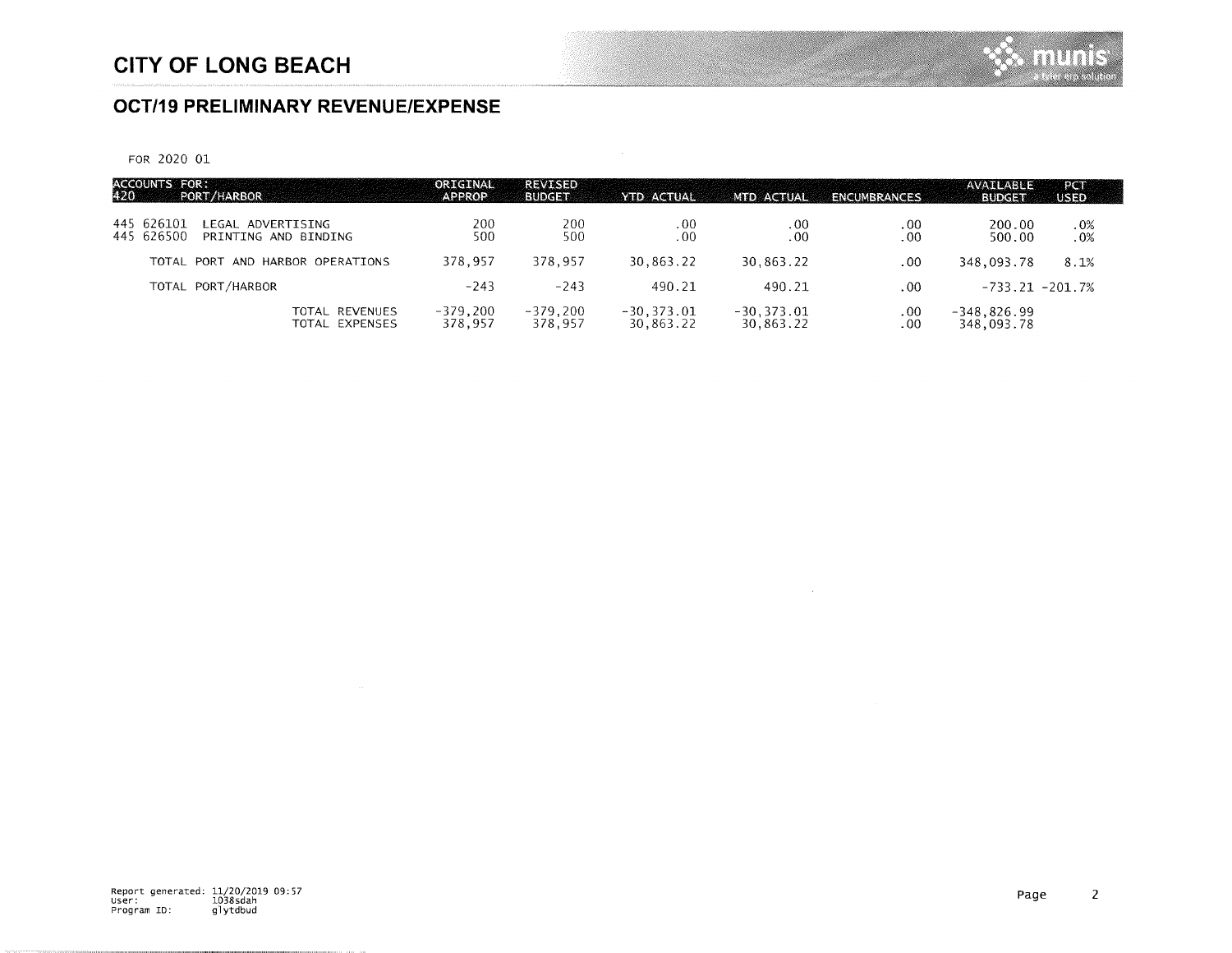# CITY OF LONG BEACH

## OCT/19 PRELIMINARY REVENUE/EXPENSE

FOR 2020 01

| ACCOUNTS FOR: 420 PORT/HARBOR | ORIGINAL APPROP | REVISED BUDGET | YTD ACTUAL | MTD ACTUAL | ENCUMBRANCES | AVAILABLE BUDGET | PCT USED |
|---|---|---|---|---|---|---|---|
| 445 626101 LEGAL ADVERTISING | 200 | 200 | .00 | .00 | .00 | 200.00 | .0% |
| 445 626500 PRINTING AND BINDING | 500 | 500 | .00 | .00 | .00 | 500.00 | .0% |
| TOTAL PORT AND HARBOR OPERATIONS | 378,957 | 378,957 | 30,863.22 | 30,863.22 | .00 | 348,093.78 | 8.1% |
| TOTAL PORT/HARBOR | -243 | -243 | 490.21 | 490.21 | .00 | -733.21 | -201.7% |
| TOTAL REVENUES | -379,200 | -379,200 | -30,373.01 | -30,373.01 | .00 | -348,826.99 | |
| TOTAL EXPENSES | 378,957 | 378,957 | 30,863.22 | 30,863.22 | .00 | 348,093.78 | |

Report generated: 11/20/2019 09:57
User: 1038sdah
Program ID: glytdbud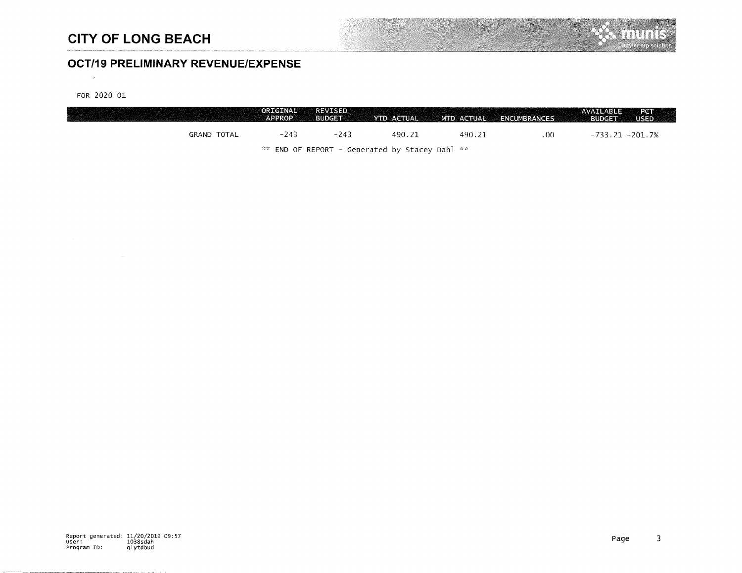# CITY OF LONG BEACH

## OCT/19 PRELIMINARY REVENUE/EXPENSE

FOR 2020 01

| | ORIGINAL APPROP | REVISED BUDGET | YTD ACTUAL | MTD ACTUAL | ENCUMBRANCES | AVAILABLE BUDGET | PCT USED |
|---|---|---|---|---|---|---|---|
| GRAND TOTAL | -243 | -243 | 490.21 | 490.21 | .00 | -733.21 | -201.7% |

** END OF REPORT - Generated by Stacey Dahl **

Report generated: 11/20/2019 09:57
User: 1038sdah
Program ID: glytdbud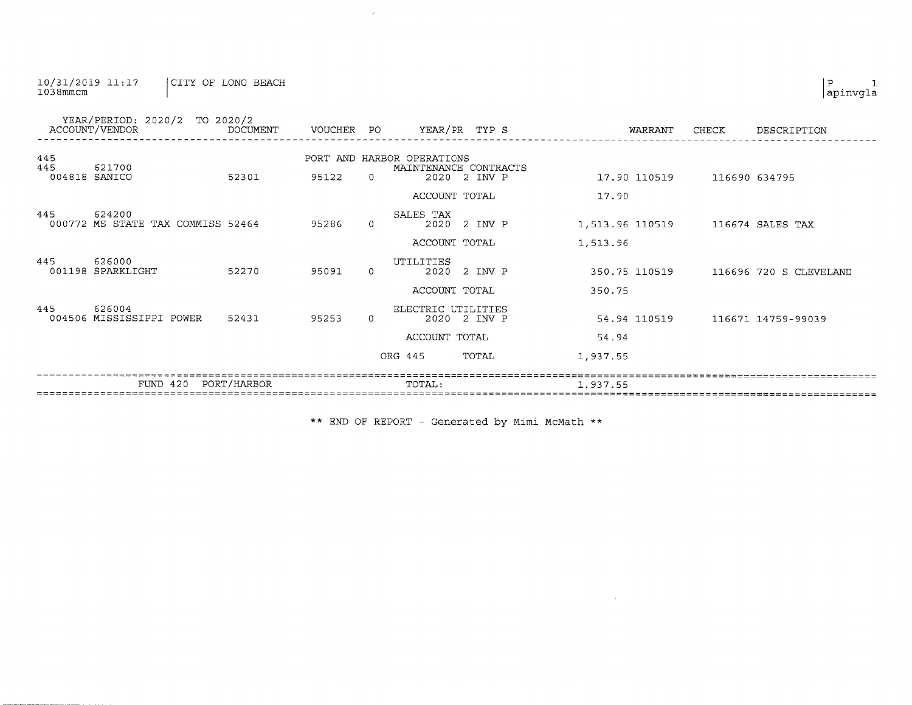10/31/2019 11:17 | CITY OF LONG BEACH

1038mmcm

YEAR/PERIOD: 2020/2 TO 2020/2

| ACCOUNT/VENDOR | DOCUMENT | VOUCHER | PO | YEAR/PR | TYP S | | WARRANT | CHECK | DESCRIPTION |
|---|---|---|---|---|---|---|---|---|---|
| 445 | | | | PORT AND HARBOR OPERATIONS | | | | | |
| 445 621700 | | | | MAINTENANCE CONTRACTS | | | | | |
| 004818 SANICO | 52301 | 95122 | 0 | 2020 2 | INV P | 17.90 | 110519 | 116690 | 634795 |
| | | | | ACCOUNT TOTAL | | 17.90 | | | |
| 445 624200 | | | | SALES TAX | | | | | |
| 000772 MS STATE TAX COMMISS | 52464 | 95286 | 0 | 2020 2 | INV P | 1,513.96 | 110519 | 116674 | SALES TAX |
| | | | | ACCOUNT TOTAL | | 1,513.96 | | | |
| 445 626000 | | | | UTILITIES | | | | | |
| 001198 SPARKLIGHT | 52270 | 95091 | 0 | 2020 2 | INV P | 350.75 | 110519 | 116696 | 720 S CLEVELAND |
| | | | | ACCOUNT TOTAL | | 350.75 | | | |
| 445 626004 | | | | ELECTRIC UTILITIES | | | | | |
| 004506 MISSISSIPPI POWER | 52431 | 95253 | 0 | 2020 2 | INV P | 54.94 | 110519 | 116671 | 14759-99039 |
| | | | | ACCOUNT TOTAL | | 54.94 | | | |
| | | | | ORG 445 | TOTAL | 1,937.55 | | | |
| FUND 420 PORT/HARBOR | | | | TOTAL: | | 1,937.55 | | | |

** END OF REPORT - Generated by Mimi McMath **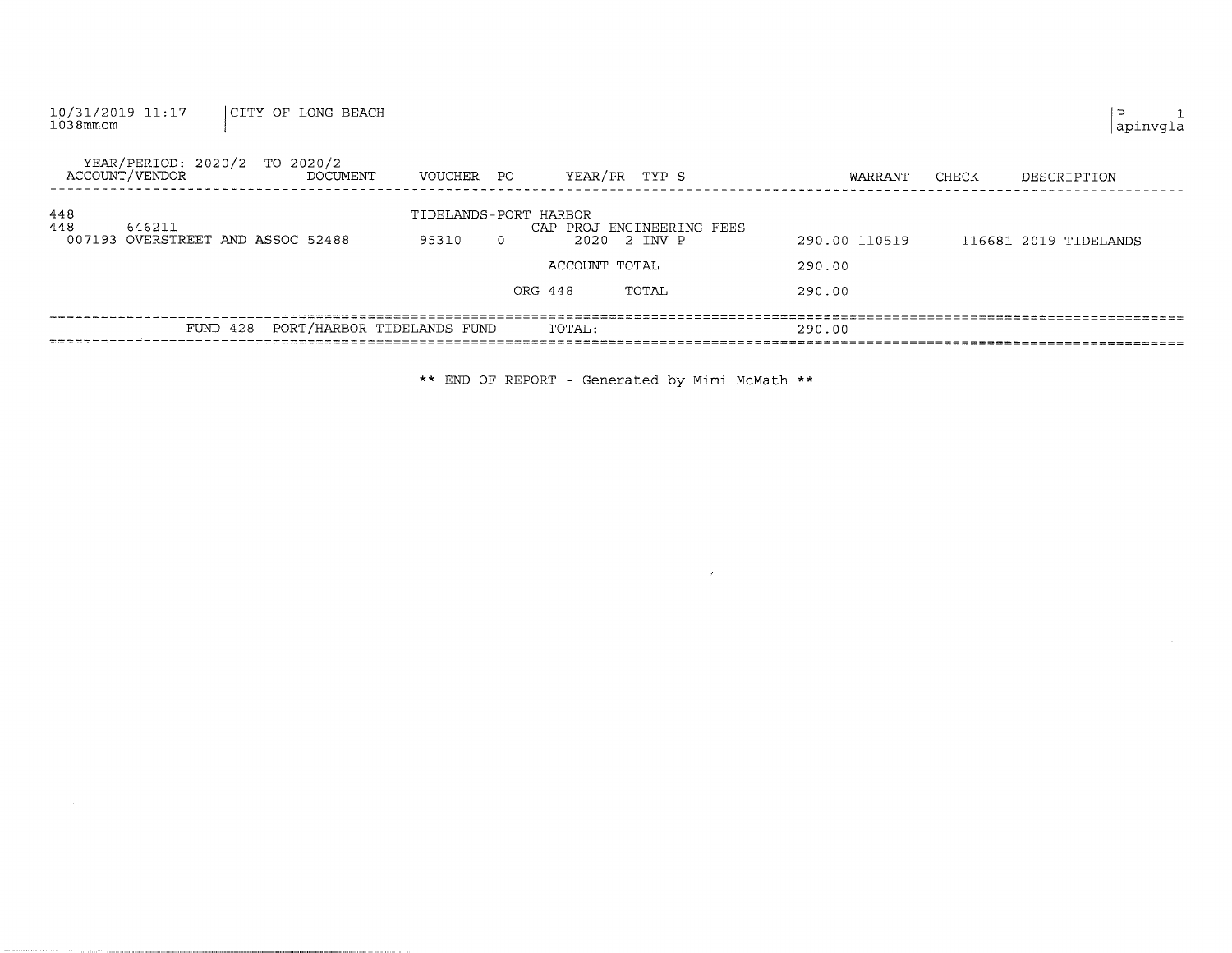10/31/2019 11:17 | CITY OF LONG BEACH
1038mmcm

P 1
apinvgla

YEAR/PERIOD: 2020/2 TO 2020/2

| ACCOUNT/VENDOR | DOCUMENT | VOUCHER | PO | YEAR/PR | TYP | S | WARRANT | CHECK | DESCRIPTION |
|---|---|---|---|---|---|---|---|---|---|
| 448 | | TIDELANDS-PORT HARBOR | | | | | | | |
| 448 646211 | | | | CAP PROJ-ENGINEERING FEES | | | | | |
| 007193 OVERSTREET AND ASSOC | 52488 | 95310 | 0 | 2020 2 | INV | P | 290.00 | 110519 116681 | 2019 TIDELANDS |
| | | | | ACCOUNT TOTAL | | | 290.00 | | |
| | | | ORG 448 | TOTAL | | | 290.00 | | |
| FUND 428 PORT/HARBOR TIDELANDS FUND | | | | TOTAL: | | | 290.00 | | |

** END OF REPORT - Generated by Mimi McMath **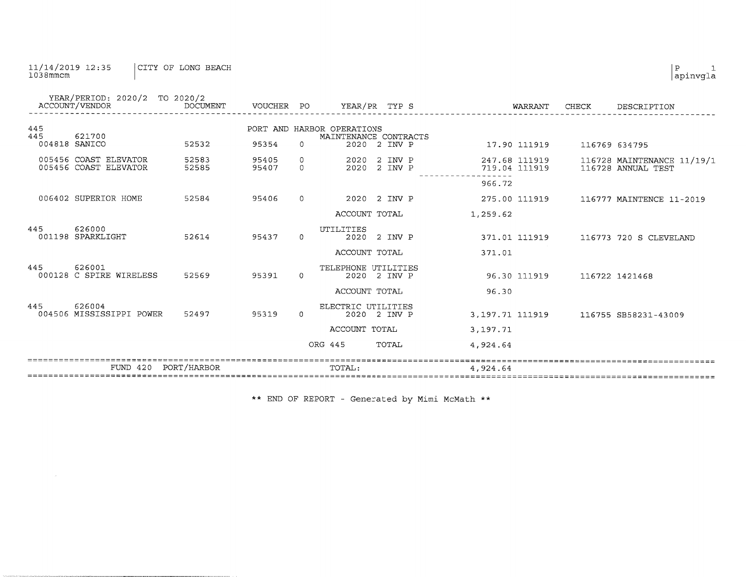11/14/2019 12:35 | CITY OF LONG BEACH

1038mmcm

YEAR/PERIOD: 2020/2 TO 2020/2

| ACCOUNT/VENDOR | DOCUMENT | VOUCHER | PO | YEAR/PR | TYP | S | | WARRANT | CHECK | DESCRIPTION |
|---|---|---|---|---|---|---|---|---|---|---|
| 445 | | PORT AND HARBOR OPERATIONS | | | | | | | | |
| 445 621700 | | | | MAINTENANCE CONTRACTS | | | | | | |
| 004818 SANICO | 52532 | 95354 | 0 | 2020 2 | INV | P | 17.90 | 111919 | 116769 | 634795 |
| 005456 COAST ELEVATOR | 52583 | 95405 | 0 | 2020 2 | INV | P | 247.68 | 111919 | 116728 | MAINTENANCE 11/19/1 |
| 005456 COAST ELEVATOR | 52585 | 95407 | 0 | 2020 2 | INV | P | 719.04 | 111919 | 116728 | ANNUAL TEST |
| | | | | | | | 966.72 | | | |
| 006402 SUPERIOR HOME | 52584 | 95406 | 0 | 2020 2 | INV | P | 275.00 | 111919 | 116777 | MAINTENCE 11-2019 |
| | | | | ACCOUNT TOTAL | | | 1,259.62 | | | |
| 445 626000 | | | | UTILITIES | | | | | | |
| 001198 SPARKLIGHT | 52614 | 95437 | 0 | 2020 2 | INV | P | 371.01 | 111919 | 116773 | 720 S CLEVELAND |
| | | | | ACCOUNT TOTAL | | | 371.01 | | | |
| 445 626001 | | | | TELEPHONE UTILITIES | | | | | | |
| 000128 C SPIRE WIRELESS | 52569 | 95391 | 0 | 2020 2 | INV | P | 96.30 | 111919 | 116722 | 1421468 |
| | | | | ACCOUNT TOTAL | | | 96.30 | | | |
| 445 626004 | | | | ELECTRIC UTILITIES | | | | | | |
| 004506 MISSISSIPPI POWER | 52497 | 95319 | 0 | 2020 2 | INV | P | 3,197.71 | 111919 | 116755 | SB58231-43009 |
| | | | | ACCOUNT TOTAL | | | 3,197.71 | | | |
| | | | ORG 445 | TOTAL | | | 4,924.64 | | | |
| FUND 420 PORT/HARBOR | | | | TOTAL: | | | 4,924.64 | | | |

** END OF REPORT - Generated by Mimi McMath **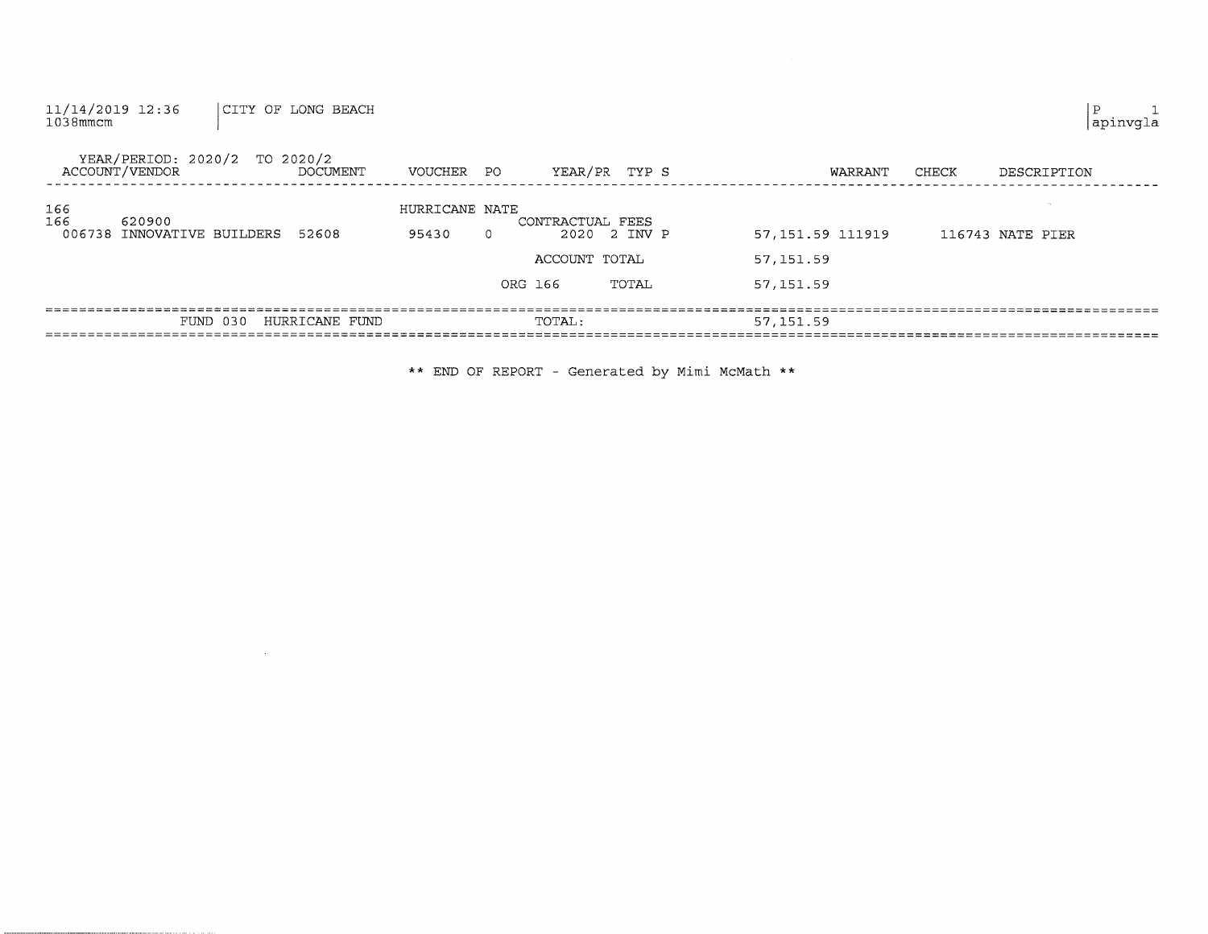11/14/2019 12:36 | CITY OF LONG BEACH
1038mmcm | apinvgla

YEAR/PERIOD: 2020/2 TO 2020/2

| ACCOUNT/VENDOR | DOCUMENT | VOUCHER | PO | YEAR/PR | TYP | S | | WARRANT | CHECK | DESCRIPTION |
|---|---|---|---|---|---|---|---|---|---|---|
| 166 | | HURRICANE NATE | | | | | | | | |
| 166 620900 | | | | CONTRACTUAL FEES | | | | | | |
| 006738 INNOVATIVE BUILDERS | 52608 | 95430 | 0 | 2020 2 | INV | P | 57,151.59 | 111919 | 116743 | NATE PIER |
| | | | | ACCOUNT TOTAL | | | 57,151.59 | | | |
| | | | ORG 166 | TOTAL | | | 57,151.59 | | | |

| FUND 030 HURRICANE FUND | TOTAL: | 57,151.59 |
|---|---|---|

** END OF REPORT - Generated by Mimi McMath **